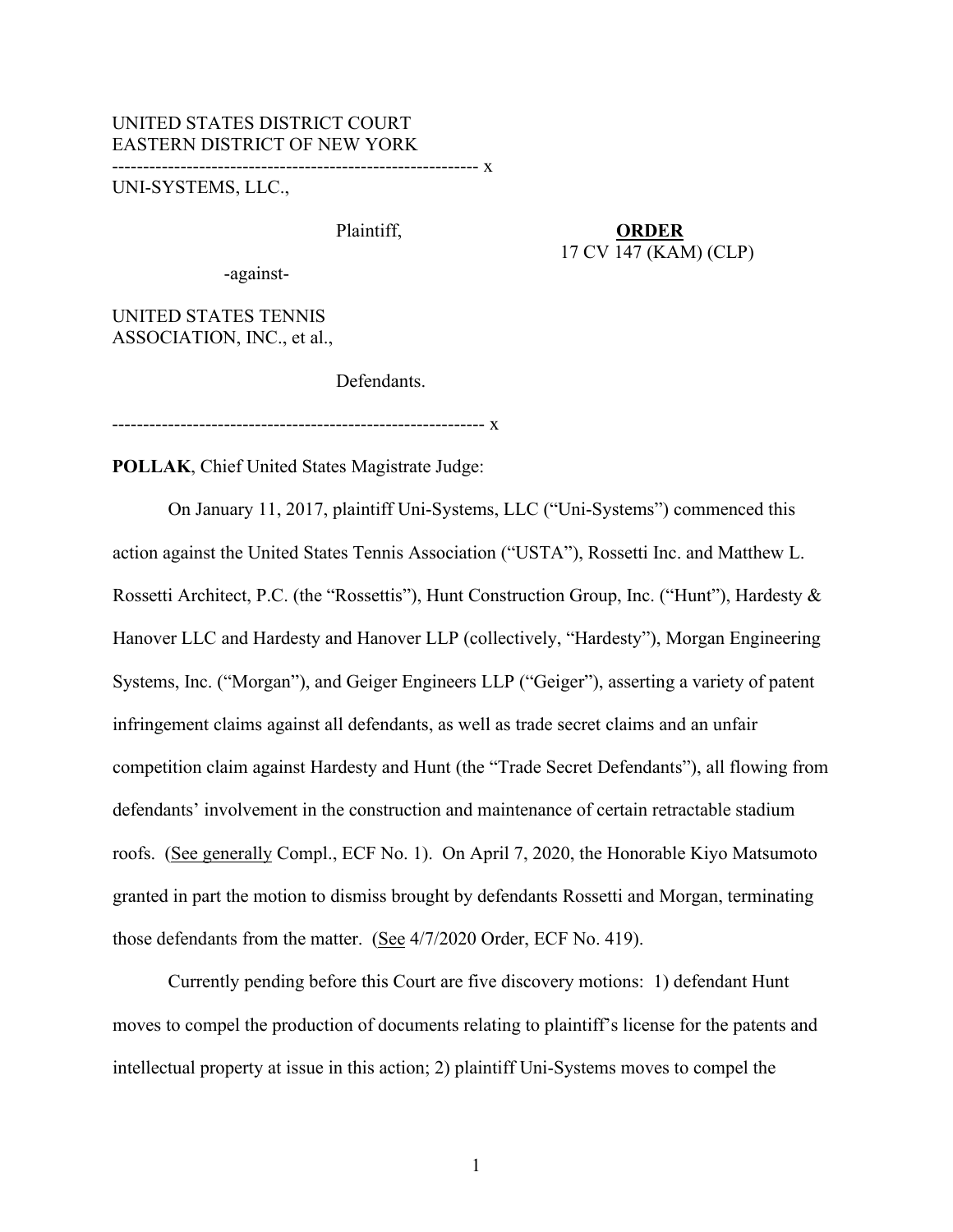UNITED STATES DISTRICT COURT
EASTERN DISTRICT OF NEW YORK

------------------------------------------------------------ x

UNI-SYSTEMS, LLC.,

Plaintiff,

-against-

UNITED STATES TENNIS ASSOCIATION, INC., et al.,

Defendants.

------------------------------------------------------------ x

**ORDER**
17 CV 147 (KAM) (CLP)

**POLLAK**, Chief United States Magistrate Judge:

On January 11, 2017, plaintiff Uni-Systems, LLC ("Uni-Systems") commenced this action against the United States Tennis Association ("USTA"), Rossetti Inc. and Matthew L. Rossetti Architect, P.C. (the "Rossettis"), Hunt Construction Group, Inc. ("Hunt"), Hardesty & Hanover LLC and Hardesty and Hanover LLP (collectively, "Hardesty"), Morgan Engineering Systems, Inc. ("Morgan"), and Geiger Engineers LLP ("Geiger"), asserting a variety of patent infringement claims against all defendants, as well as trade secret claims and an unfair competition claim against Hardesty and Hunt (the "Trade Secret Defendants"), all flowing from defendants' involvement in the construction and maintenance of certain retractable stadium roofs. (See generally Compl., ECF No. 1). On April 7, 2020, the Honorable Kiyo Matsumoto granted in part the motion to dismiss brought by defendants Rossetti and Morgan, terminating those defendants from the matter. (See 4/7/2020 Order, ECF No. 419).

Currently pending before this Court are five discovery motions: 1) defendant Hunt moves to compel the production of documents relating to plaintiff's license for the patents and intellectual property at issue in this action; 2) plaintiff Uni-Systems moves to compel the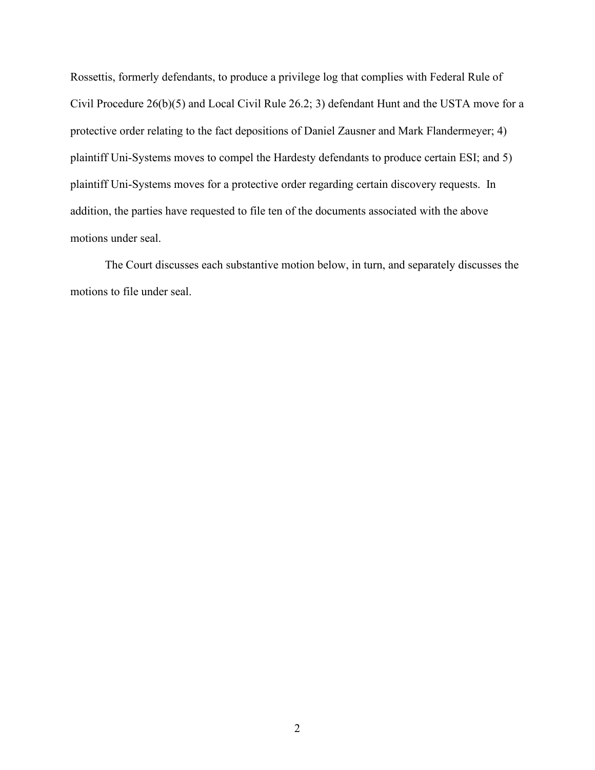Rossettis, formerly defendants, to produce a privilege log that complies with Federal Rule of Civil Procedure 26(b)(5) and Local Civil Rule 26.2; 3) defendant Hunt and the USTA move for a protective order relating to the fact depositions of Daniel Zausner and Mark Flandermeyer; 4) plaintiff Uni-Systems moves to compel the Hardesty defendants to produce certain ESI; and 5) plaintiff Uni-Systems moves for a protective order regarding certain discovery requests. In addition, the parties have requested to file ten of the documents associated with the above motions under seal.

The Court discusses each substantive motion below, in turn, and separately discusses the motions to file under seal.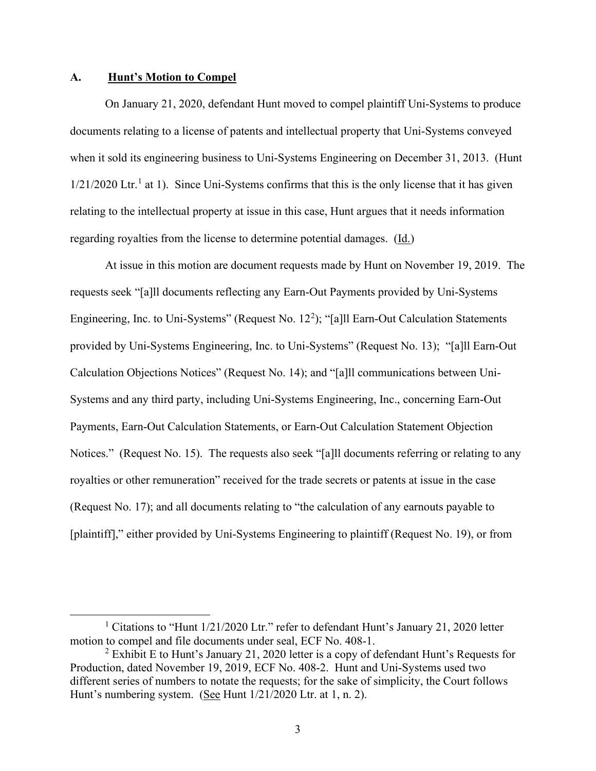### A. **Hunt's Motion to Compel**

On January 21, 2020, defendant Hunt moved to compel plaintiff Uni-Systems to produce documents relating to a license of patents and intellectual property that Uni-Systems conveyed when it sold its engineering business to Uni-Systems Engineering on December 31, 2013. (Hunt 1/21/2020 Ltr.[1] at 1). Since Uni-Systems confirms that this is the only license that it has given relating to the intellectual property at issue in this case, Hunt argues that it needs information regarding royalties from the license to determine potential damages. (Id.)

At issue in this motion are document requests made by Hunt on November 19, 2019. The requests seek "[a]ll documents reflecting any Earn-Out Payments provided by Uni-Systems Engineering, Inc. to Uni-Systems" (Request No. 12[2]); "[a]ll Earn-Out Calculation Statements provided by Uni-Systems Engineering, Inc. to Uni-Systems" (Request No. 13); "[a]ll Earn-Out Calculation Objections Notices" (Request No. 14); and "[a]ll communications between Uni-Systems and any third party, including Uni-Systems Engineering, Inc., concerning Earn-Out Payments, Earn-Out Calculation Statements, or Earn-Out Calculation Statement Objection Notices." (Request No. 15). The requests also seek "[a]ll documents referring or relating to any royalties or other remuneration" received for the trade secrets or patents at issue in the case (Request No. 17); and all documents relating to "the calculation of any earnouts payable to [plaintiff]," either provided by Uni-Systems Engineering to plaintiff (Request No. 19), or from

---

[1] Citations to "Hunt 1/21/2020 Ltr." refer to defendant Hunt's January 21, 2020 letter motion to compel and file documents under seal, ECF No. 408-1.

[2] Exhibit E to Hunt's January 21, 2020 letter is a copy of defendant Hunt's Requests for Production, dated November 19, 2019, ECF No. 408-2. Hunt and Uni-Systems used two different series of numbers to notate the requests; for the sake of simplicity, the Court follows Hunt's numbering system. (See Hunt 1/21/2020 Ltr. at 1, n. 2).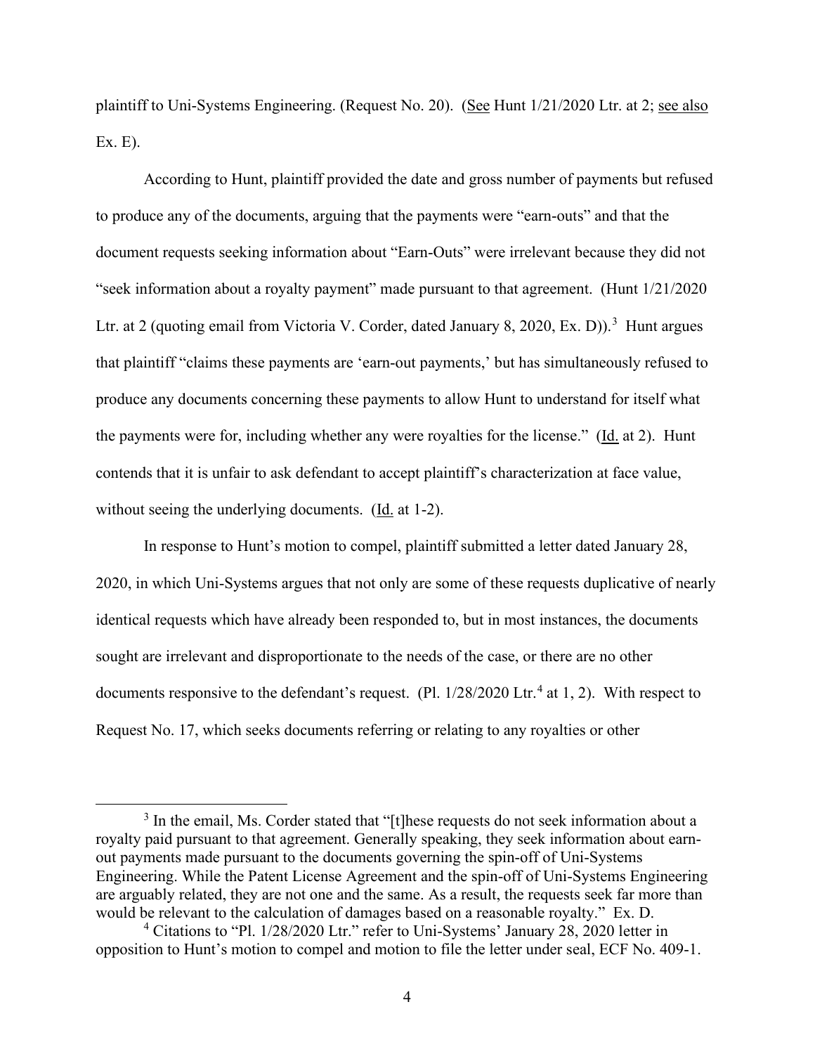plaintiff to Uni-Systems Engineering. (Request No. 20). (See Hunt 1/21/2020 Ltr. at 2; see also Ex. E).

According to Hunt, plaintiff provided the date and gross number of payments but refused to produce any of the documents, arguing that the payments were "earn-outs" and that the document requests seeking information about "Earn-Outs" were irrelevant because they did not "seek information about a royalty payment" made pursuant to that agreement. (Hunt 1/21/2020 Ltr. at 2 (quoting email from Victoria V. Corder, dated January 8, 2020, Ex. D)).[3] Hunt argues that plaintiff "claims these payments are 'earn-out payments,' but has simultaneously refused to produce any documents concerning these payments to allow Hunt to understand for itself what the payments were for, including whether any were royalties for the license." (Id. at 2). Hunt contends that it is unfair to ask defendant to accept plaintiff's characterization at face value, without seeing the underlying documents. (Id. at 1-2).

In response to Hunt's motion to compel, plaintiff submitted a letter dated January 28, 2020, in which Uni-Systems argues that not only are some of these requests duplicative of nearly identical requests which have already been responded to, but in most instances, the documents sought are irrelevant and disproportionate to the needs of the case, or there are no other documents responsive to the defendant's request. (Pl. 1/28/2020 Ltr.[4] at 1, 2). With respect to Request No. 17, which seeks documents referring or relating to any royalties or other

---

[3] In the email, Ms. Corder stated that "[t]hese requests do not seek information about a royalty paid pursuant to that agreement. Generally speaking, they seek information about earn-out payments made pursuant to the documents governing the spin-off of Uni-Systems Engineering. While the Patent License Agreement and the spin-off of Uni-Systems Engineering are arguably related, they are not one and the same. As a result, the requests seek far more than would be relevant to the calculation of damages based on a reasonable royalty." Ex. D.

[4] Citations to "Pl. 1/28/2020 Ltr." refer to Uni-Systems' January 28, 2020 letter in opposition to Hunt's motion to compel and motion to file the letter under seal, ECF No. 409-1.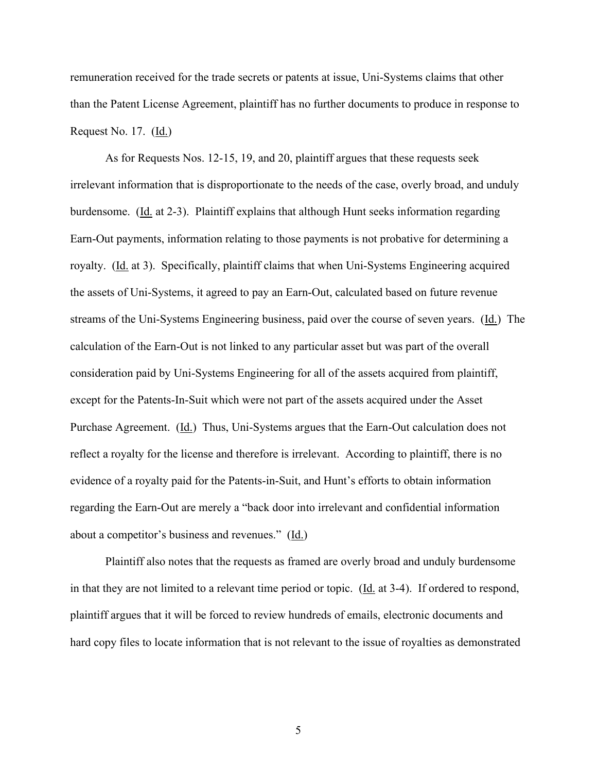remuneration received for the trade secrets or patents at issue, Uni-Systems claims that other than the Patent License Agreement, plaintiff has no further documents to produce in response to Request No. 17. (Id.)

As for Requests Nos. 12-15, 19, and 20, plaintiff argues that these requests seek irrelevant information that is disproportionate to the needs of the case, overly broad, and unduly burdensome. (Id. at 2-3). Plaintiff explains that although Hunt seeks information regarding Earn-Out payments, information relating to those payments is not probative for determining a royalty. (Id. at 3). Specifically, plaintiff claims that when Uni-Systems Engineering acquired the assets of Uni-Systems, it agreed to pay an Earn-Out, calculated based on future revenue streams of the Uni-Systems Engineering business, paid over the course of seven years. (Id.) The calculation of the Earn-Out is not linked to any particular asset but was part of the overall consideration paid by Uni-Systems Engineering for all of the assets acquired from plaintiff, except for the Patents-In-Suit which were not part of the assets acquired under the Asset Purchase Agreement. (Id.) Thus, Uni-Systems argues that the Earn-Out calculation does not reflect a royalty for the license and therefore is irrelevant. According to plaintiff, there is no evidence of a royalty paid for the Patents-in-Suit, and Hunt's efforts to obtain information regarding the Earn-Out are merely a "back door into irrelevant and confidential information about a competitor's business and revenues." (Id.)

Plaintiff also notes that the requests as framed are overly broad and unduly burdensome in that they are not limited to a relevant time period or topic. (Id. at 3-4). If ordered to respond, plaintiff argues that it will be forced to review hundreds of emails, electronic documents and hard copy files to locate information that is not relevant to the issue of royalties as demonstrated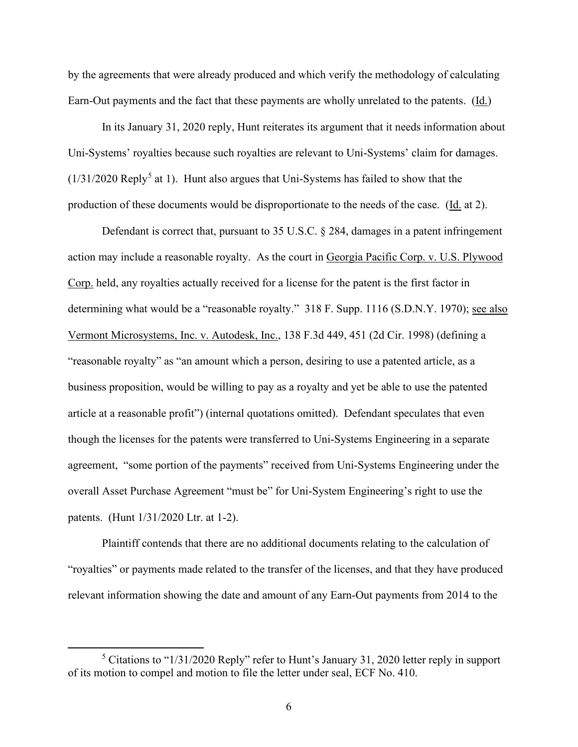by the agreements that were already produced and which verify the methodology of calculating Earn-Out payments and the fact that these payments are wholly unrelated to the patents. (Id.)

In its January 31, 2020 reply, Hunt reiterates its argument that it needs information about Uni-Systems' royalties because such royalties are relevant to Uni-Systems' claim for damages. (1/31/2020 Reply[5] at 1). Hunt also argues that Uni-Systems has failed to show that the production of these documents would be disproportionate to the needs of the case. (Id. at 2).

Defendant is correct that, pursuant to 35 U.S.C. § 284, damages in a patent infringement action may include a reasonable royalty. As the court in Georgia Pacific Corp. v. U.S. Plywood Corp. held, any royalties actually received for a license for the patent is the first factor in determining what would be a "reasonable royalty." 318 F. Supp. 1116 (S.D.N.Y. 1970); see also Vermont Microsystems, Inc. v. Autodesk, Inc., 138 F.3d 449, 451 (2d Cir. 1998) (defining a "reasonable royalty" as "an amount which a person, desiring to use a patented article, as a business proposition, would be willing to pay as a royalty and yet be able to use the patented article at a reasonable profit") (internal quotations omitted). Defendant speculates that even though the licenses for the patents were transferred to Uni-Systems Engineering in a separate agreement, "some portion of the payments" received from Uni-Systems Engineering under the overall Asset Purchase Agreement "must be" for Uni-System Engineering's right to use the patents. (Hunt 1/31/2020 Ltr. at 1-2).

Plaintiff contends that there are no additional documents relating to the calculation of "royalties" or payments made related to the transfer of the licenses, and that they have produced relevant information showing the date and amount of any Earn-Out payments from 2014 to the

[5] Citations to "1/31/2020 Reply" refer to Hunt's January 31, 2020 letter reply in support of its motion to compel and motion to file the letter under seal, ECF No. 410.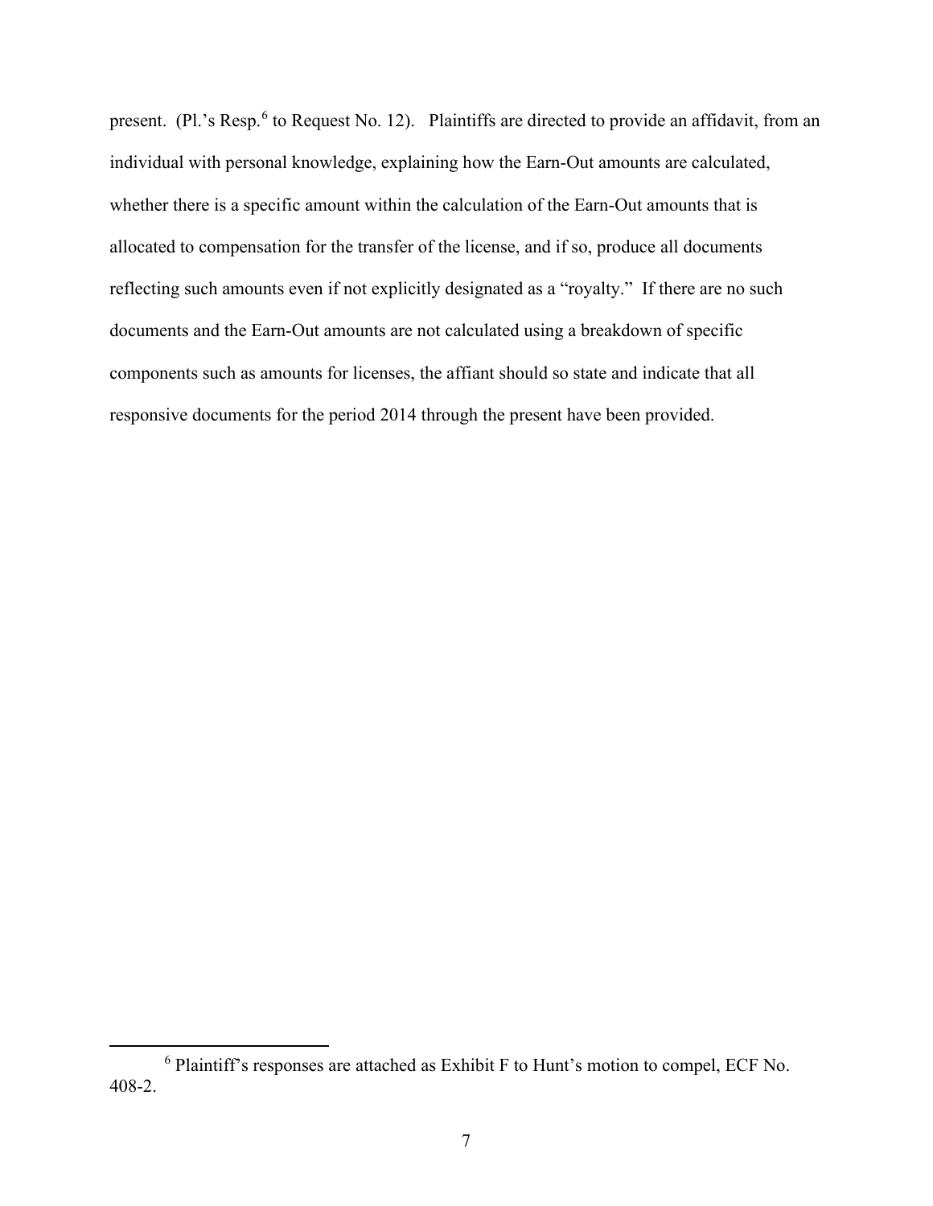present. (Pl.'s Resp.[6] to Request No. 12). Plaintiffs are directed to provide an affidavit, from an individual with personal knowledge, explaining how the Earn-Out amounts are calculated, whether there is a specific amount within the calculation of the Earn-Out amounts that is allocated to compensation for the transfer of the license, and if so, produce all documents reflecting such amounts even if not explicitly designated as a "royalty." If there are no such documents and the Earn-Out amounts are not calculated using a breakdown of specific components such as amounts for licenses, the affiant should so state and indicate that all responsive documents for the period 2014 through the present have been provided.

---

[6] Plaintiff's responses are attached as Exhibit F to Hunt's motion to compel, ECF No. 408-2.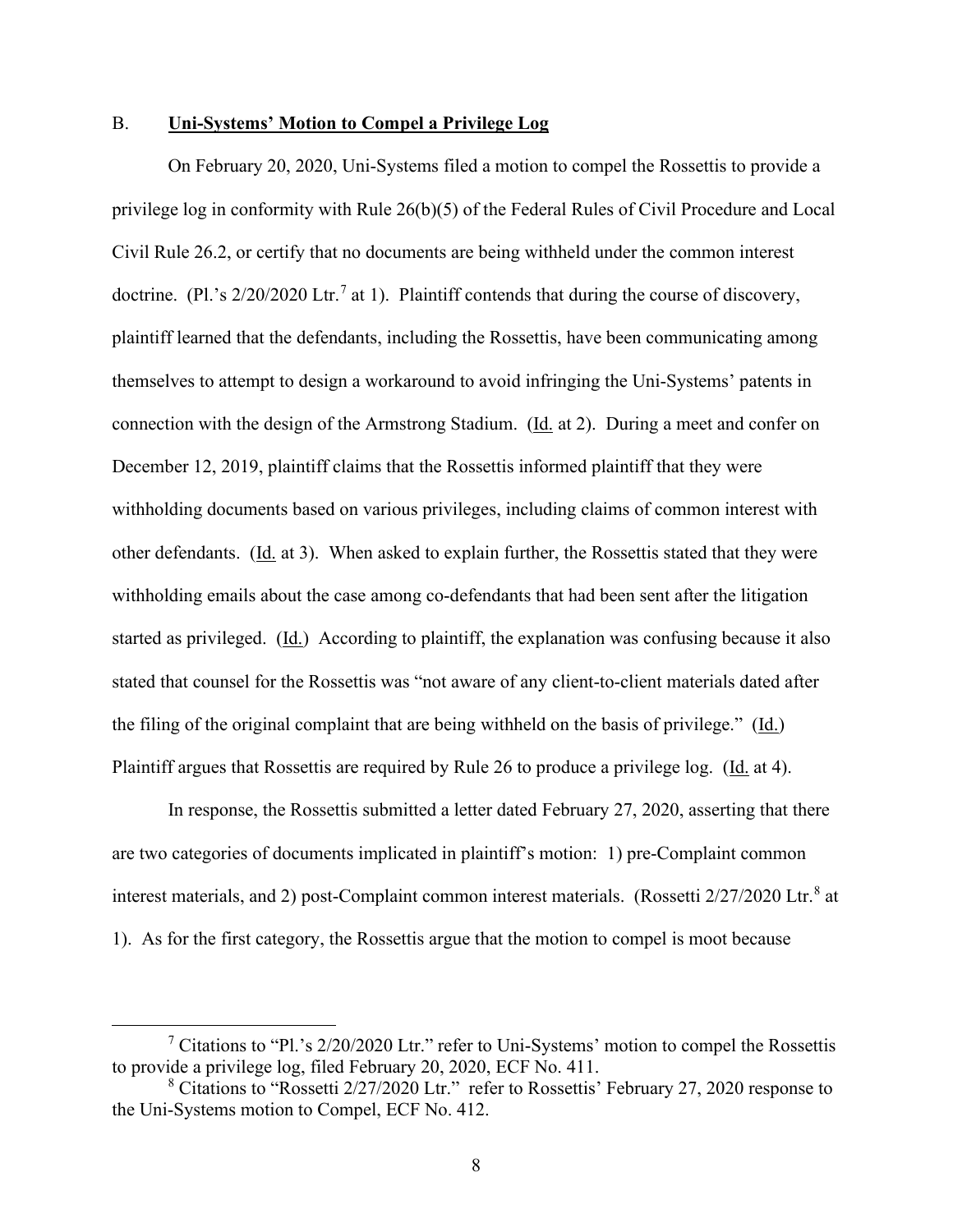B. **<u>Uni-Systems' Motion to Compel a Privilege Log</u>**

On February 20, 2020, Uni-Systems filed a motion to compel the Rossettis to provide a privilege log in conformity with Rule 26(b)(5) of the Federal Rules of Civil Procedure and Local Civil Rule 26.2, or certify that no documents are being withheld under the common interest doctrine. (Pl.'s 2/20/2020 Ltr.[7] at 1). Plaintiff contends that during the course of discovery, plaintiff learned that the defendants, including the Rossettis, have been communicating among themselves to attempt to design a workaround to avoid infringing the Uni-Systems' patents in connection with the design of the Armstrong Stadium. (<u>Id.</u> at 2). During a meet and confer on December 12, 2019, plaintiff claims that the Rossettis informed plaintiff that they were withholding documents based on various privileges, including claims of common interest with other defendants. (<u>Id.</u> at 3). When asked to explain further, the Rossettis stated that they were withholding emails about the case among co-defendants that had been sent after the litigation started as privileged. (<u>Id.</u>) According to plaintiff, the explanation was confusing because it also stated that counsel for the Rossettis was "not aware of any client-to-client materials dated after the filing of the original complaint that are being withheld on the basis of privilege." (<u>Id.</u>) Plaintiff argues that Rossettis are required by Rule 26 to produce a privilege log. (<u>Id.</u> at 4).

In response, the Rossettis submitted a letter dated February 27, 2020, asserting that there are two categories of documents implicated in plaintiff's motion: 1) pre-Complaint common interest materials, and 2) post-Complaint common interest materials. (Rossetti 2/27/2020 Ltr.[8] at 1). As for the first category, the Rossettis argue that the motion to compel is moot because

---

[7] Citations to "Pl.'s 2/20/2020 Ltr." refer to Uni-Systems' motion to compel the Rossettis to provide a privilege log, filed February 20, 2020, ECF No. 411.

[8] Citations to "Rossetti 2/27/2020 Ltr." refer to Rossettis' February 27, 2020 response to the Uni-Systems motion to Compel, ECF No. 412.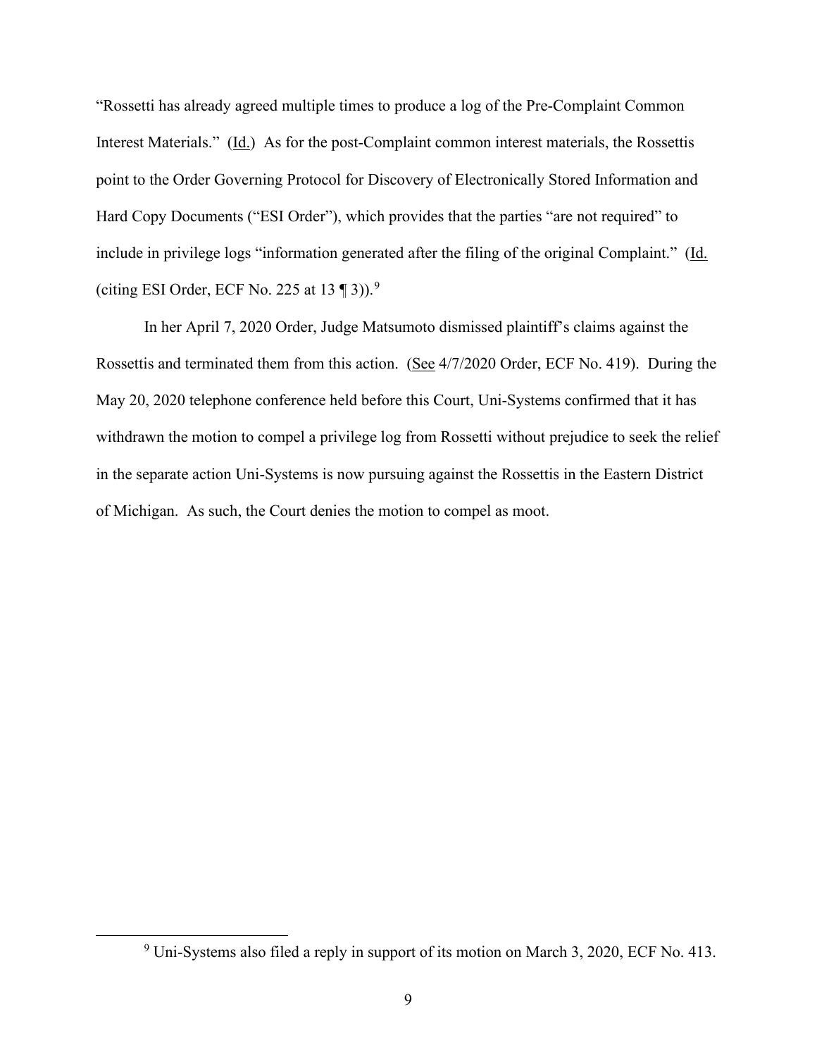"Rossetti has already agreed multiple times to produce a log of the Pre-Complaint Common Interest Materials." (Id.) As for the post-Complaint common interest materials, the Rossettis point to the Order Governing Protocol for Discovery of Electronically Stored Information and Hard Copy Documents ("ESI Order"), which provides that the parties "are not required" to include in privilege logs "information generated after the filing of the original Complaint." (Id. (citing ESI Order, ECF No. 225 at 13 ¶ 3)).[9]

In her April 7, 2020 Order, Judge Matsumoto dismissed plaintiff's claims against the Rossettis and terminated them from this action. (See 4/7/2020 Order, ECF No. 419). During the May 20, 2020 telephone conference held before this Court, Uni-Systems confirmed that it has withdrawn the motion to compel a privilege log from Rossetti without prejudice to seek the relief in the separate action Uni-Systems is now pursuing against the Rossettis in the Eastern District of Michigan. As such, the Court denies the motion to compel as moot.

[9] Uni-Systems also filed a reply in support of its motion on March 3, 2020, ECF No. 413.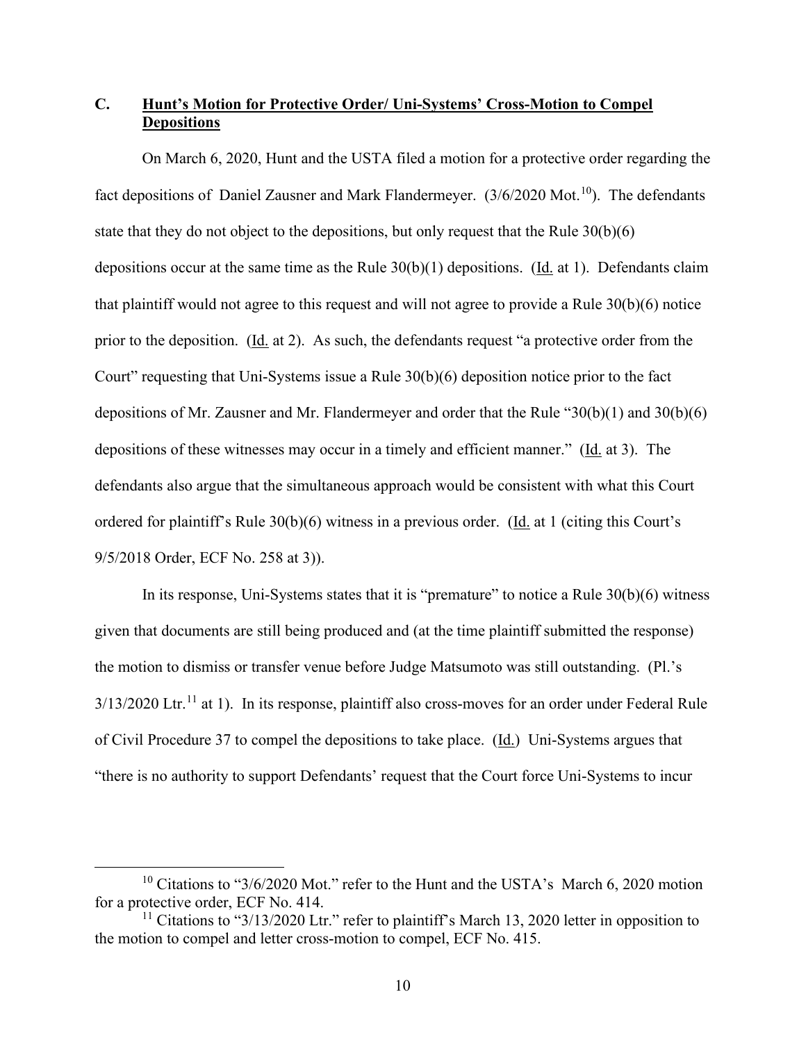### C. **Hunt's Motion for Protective Order/ Uni-Systems' Cross-Motion to Compel Depositions**

On March 6, 2020, Hunt and the USTA filed a motion for a protective order regarding the fact depositions of Daniel Zausner and Mark Flandermeyer. (3/6/2020 Mot.[10]). The defendants state that they do not object to the depositions, but only request that the Rule 30(b)(6) depositions occur at the same time as the Rule 30(b)(1) depositions. (Id. at 1). Defendants claim that plaintiff would not agree to this request and will not agree to provide a Rule 30(b)(6) notice prior to the deposition. (Id. at 2). As such, the defendants request "a protective order from the Court" requesting that Uni-Systems issue a Rule 30(b)(6) deposition notice prior to the fact depositions of Mr. Zausner and Mr. Flandermeyer and order that the Rule "30(b)(1) and 30(b)(6) depositions of these witnesses may occur in a timely and efficient manner." (Id. at 3). The defendants also argue that the simultaneous approach would be consistent with what this Court ordered for plaintiff's Rule 30(b)(6) witness in a previous order. (Id. at 1 (citing this Court's 9/5/2018 Order, ECF No. 258 at 3)).

In its response, Uni-Systems states that it is "premature" to notice a Rule 30(b)(6) witness given that documents are still being produced and (at the time plaintiff submitted the response) the motion to dismiss or transfer venue before Judge Matsumoto was still outstanding. (Pl.'s 3/13/2020 Ltr.[11] at 1). In its response, plaintiff also cross-moves for an order under Federal Rule of Civil Procedure 37 to compel the depositions to take place. (Id.) Uni-Systems argues that "there is no authority to support Defendants' request that the Court force Uni-Systems to incur

---

[10] Citations to "3/6/2020 Mot." refer to the Hunt and the USTA's March 6, 2020 motion for a protective order, ECF No. 414.

[11] Citations to "3/13/2020 Ltr." refer to plaintiff's March 13, 2020 letter in opposition to the motion to compel and letter cross-motion to compel, ECF No. 415.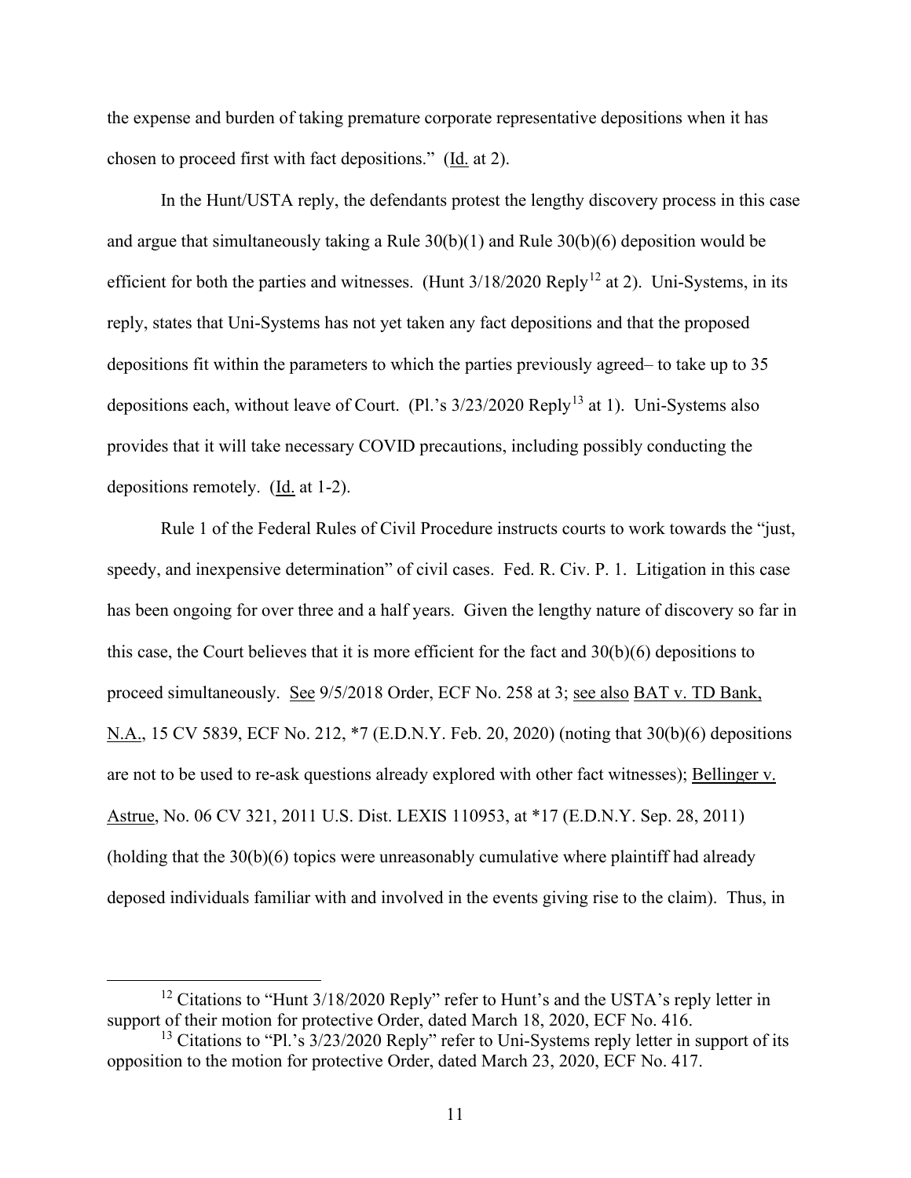the expense and burden of taking premature corporate representative depositions when it has chosen to proceed first with fact depositions." (Id. at 2).

In the Hunt/USTA reply, the defendants protest the lengthy discovery process in this case and argue that simultaneously taking a Rule 30(b)(1) and Rule 30(b)(6) deposition would be efficient for both the parties and witnesses. (Hunt 3/18/2020 Reply[12] at 2). Uni-Systems, in its reply, states that Uni-Systems has not yet taken any fact depositions and that the proposed depositions fit within the parameters to which the parties previously agreed– to take up to 35 depositions each, without leave of Court. (Pl.'s 3/23/2020 Reply[13] at 1). Uni-Systems also provides that it will take necessary COVID precautions, including possibly conducting the depositions remotely. (Id. at 1-2).

Rule 1 of the Federal Rules of Civil Procedure instructs courts to work towards the "just, speedy, and inexpensive determination" of civil cases. Fed. R. Civ. P. 1. Litigation in this case has been ongoing for over three and a half years. Given the lengthy nature of discovery so far in this case, the Court believes that it is more efficient for the fact and 30(b)(6) depositions to proceed simultaneously. See 9/5/2018 Order, ECF No. 258 at 3; see also BAT v. TD Bank, N.A., 15 CV 5839, ECF No. 212, *7 (E.D.N.Y. Feb. 20, 2020) (noting that 30(b)(6) depositions are not to be used to re-ask questions already explored with other fact witnesses); Bellinger v. Astrue, No. 06 CV 321, 2011 U.S. Dist. LEXIS 110953, at *17 (E.D.N.Y. Sep. 28, 2011) (holding that the 30(b)(6) topics were unreasonably cumulative where plaintiff had already deposed individuals familiar with and involved in the events giving rise to the claim). Thus, in

---

[12] Citations to "Hunt 3/18/2020 Reply" refer to Hunt's and the USTA's reply letter in support of their motion for protective Order, dated March 18, 2020, ECF No. 416.

[13] Citations to "Pl.'s 3/23/2020 Reply" refer to Uni-Systems reply letter in support of its opposition to the motion for protective Order, dated March 23, 2020, ECF No. 417.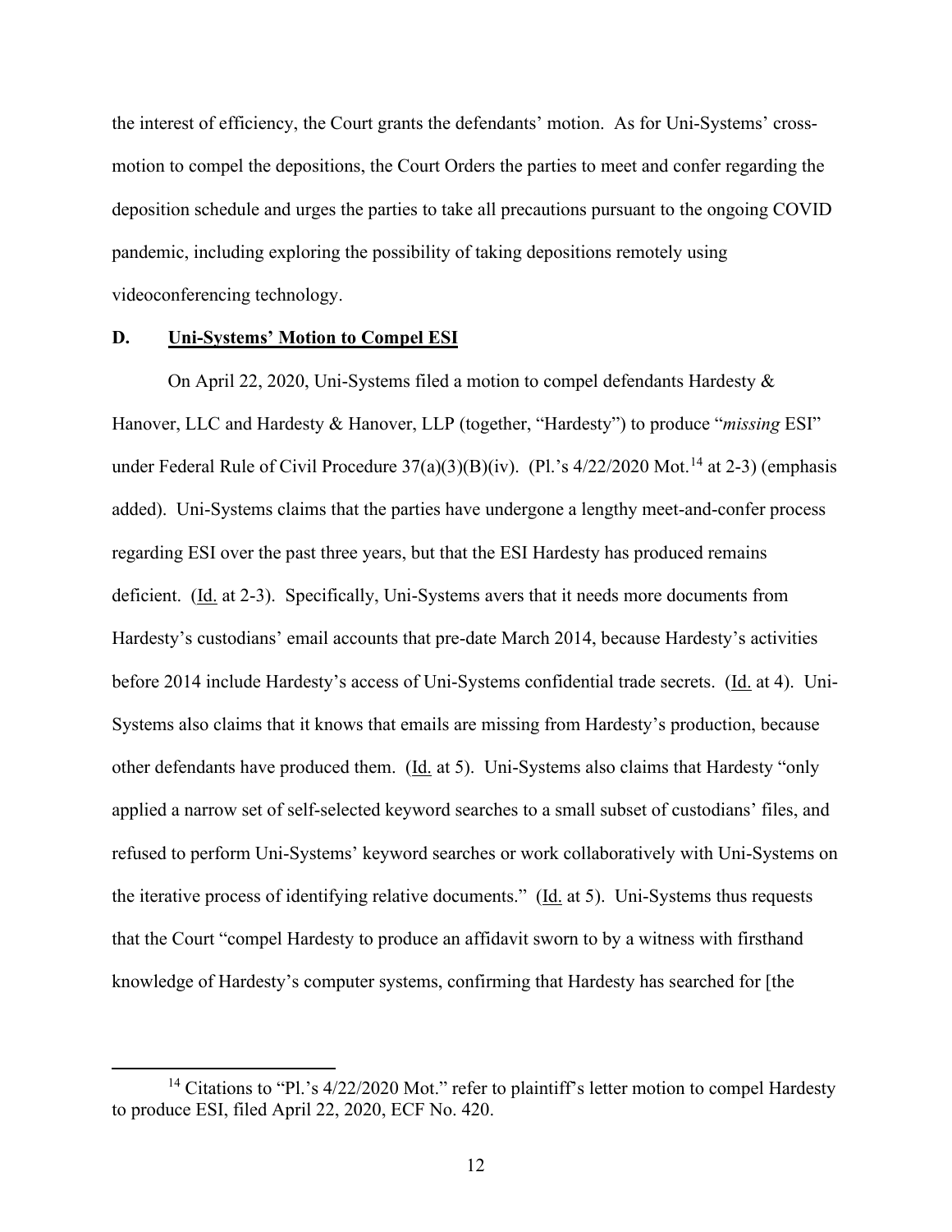the interest of efficiency, the Court grants the defendants' motion. As for Uni-Systems' cross-motion to compel the depositions, the Court Orders the parties to meet and confer regarding the deposition schedule and urges the parties to take all precautions pursuant to the ongoing COVID pandemic, including exploring the possibility of taking depositions remotely using videoconferencing technology.

### D. Uni-Systems' Motion to Compel ESI

On April 22, 2020, Uni-Systems filed a motion to compel defendants Hardesty & Hanover, LLC and Hardesty & Hanover, LLP (together, "Hardesty") to produce "*missing* ESI" under Federal Rule of Civil Procedure 37(a)(3)(B)(iv). (Pl.'s 4/22/2020 Mot.[14] at 2-3) (emphasis added). Uni-Systems claims that the parties have undergone a lengthy meet-and-confer process regarding ESI over the past three years, but that the ESI Hardesty has produced remains deficient. (Id. at 2-3). Specifically, Uni-Systems avers that it needs more documents from Hardesty's custodians' email accounts that pre-date March 2014, because Hardesty's activities before 2014 include Hardesty's access of Uni-Systems confidential trade secrets. (Id. at 4). Uni-Systems also claims that it knows that emails are missing from Hardesty's production, because other defendants have produced them. (Id. at 5). Uni-Systems also claims that Hardesty "only applied a narrow set of self-selected keyword searches to a small subset of custodians' files, and refused to perform Uni-Systems' keyword searches or work collaboratively with Uni-Systems on the iterative process of identifying relative documents." (Id. at 5). Uni-Systems thus requests that the Court "compel Hardesty to produce an affidavit sworn to by a witness with firsthand knowledge of Hardesty's computer systems, confirming that Hardesty has searched for [the

[14] Citations to "Pl.'s 4/22/2020 Mot." refer to plaintiff's letter motion to compel Hardesty to produce ESI, filed April 22, 2020, ECF No. 420.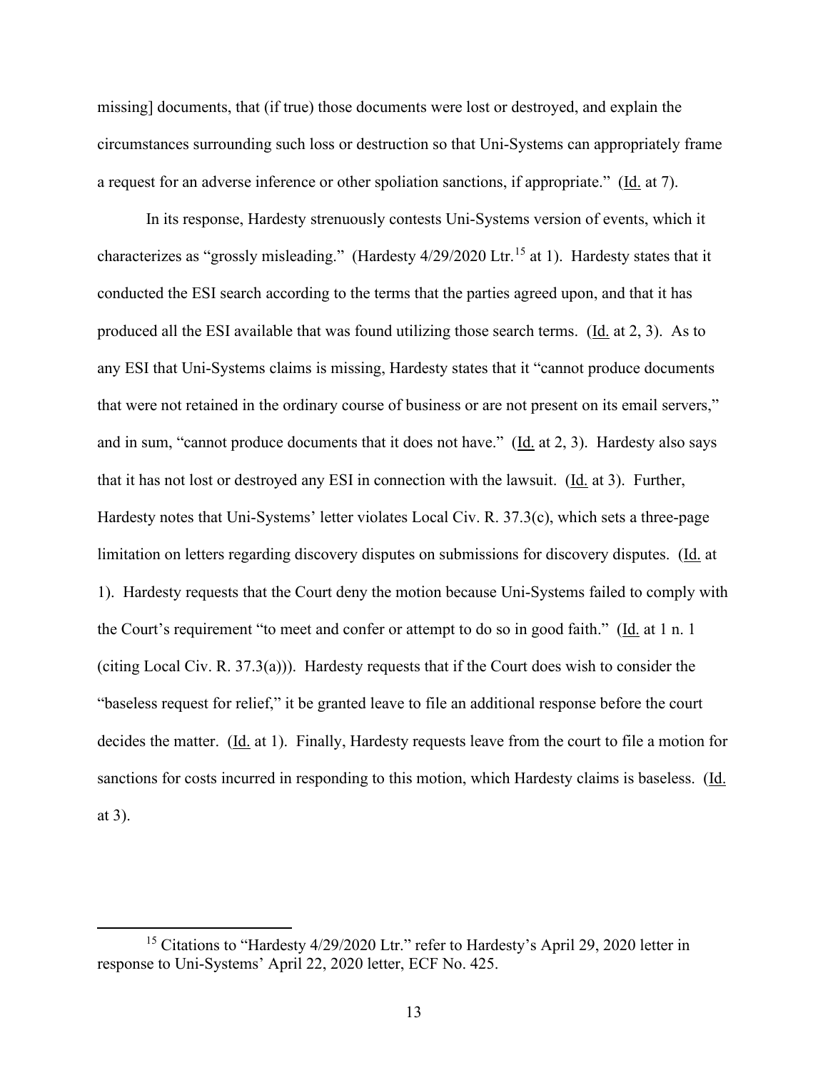missing] documents, that (if true) those documents were lost or destroyed, and explain the circumstances surrounding such loss or destruction so that Uni-Systems can appropriately frame a request for an adverse inference or other spoliation sanctions, if appropriate." (Id. at 7).

In its response, Hardesty strenuously contests Uni-Systems version of events, which it characterizes as "grossly misleading." (Hardesty 4/29/2020 Ltr.[15] at 1). Hardesty states that it conducted the ESI search according to the terms that the parties agreed upon, and that it has produced all the ESI available that was found utilizing those search terms. (Id. at 2, 3). As to any ESI that Uni-Systems claims is missing, Hardesty states that it "cannot produce documents that were not retained in the ordinary course of business or are not present on its email servers," and in sum, "cannot produce documents that it does not have." (Id. at 2, 3). Hardesty also says that it has not lost or destroyed any ESI in connection with the lawsuit. (Id. at 3). Further, Hardesty notes that Uni-Systems' letter violates Local Civ. R. 37.3(c), which sets a three-page limitation on letters regarding discovery disputes on submissions for discovery disputes. (Id. at 1). Hardesty requests that the Court deny the motion because Uni-Systems failed to comply with the Court's requirement "to meet and confer or attempt to do so in good faith." (Id. at 1 n. 1 (citing Local Civ. R. 37.3(a))). Hardesty requests that if the Court does wish to consider the "baseless request for relief," it be granted leave to file an additional response before the court decides the matter. (Id. at 1). Finally, Hardesty requests leave from the court to file a motion for sanctions for costs incurred in responding to this motion, which Hardesty claims is baseless. (Id. at 3).

[15] Citations to "Hardesty 4/29/2020 Ltr." refer to Hardesty's April 29, 2020 letter in response to Uni-Systems' April 22, 2020 letter, ECF No. 425.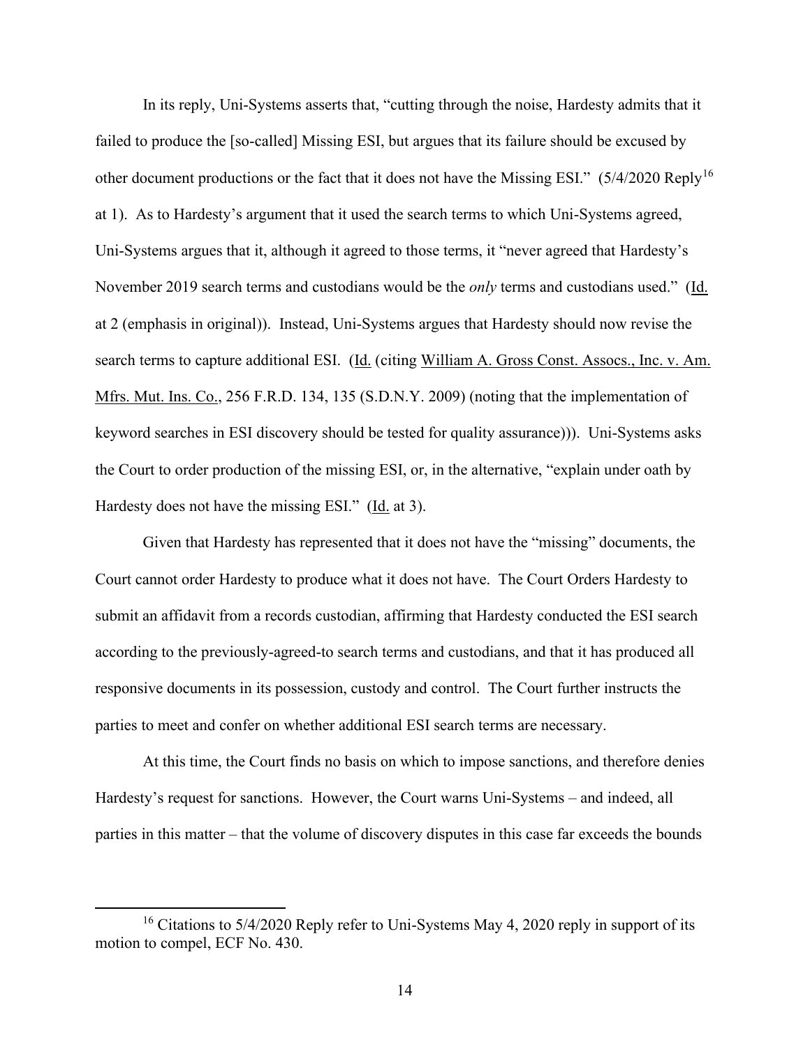In its reply, Uni-Systems asserts that, "cutting through the noise, Hardesty admits that it failed to produce the [so-called] Missing ESI, but argues that its failure should be excused by other document productions or the fact that it does not have the Missing ESI." (5/4/2020 Reply[16] at 1). As to Hardesty's argument that it used the search terms to which Uni-Systems agreed, Uni-Systems argues that it, although it agreed to those terms, it "never agreed that Hardesty's November 2019 search terms and custodians would be the *only* terms and custodians used." (Id. at 2 (emphasis in original)). Instead, Uni-Systems argues that Hardesty should now revise the search terms to capture additional ESI. (Id. (citing William A. Gross Const. Assocs., Inc. v. Am. Mfrs. Mut. Ins. Co., 256 F.R.D. 134, 135 (S.D.N.Y. 2009) (noting that the implementation of keyword searches in ESI discovery should be tested for quality assurance))). Uni-Systems asks the Court to order production of the missing ESI, or, in the alternative, "explain under oath by Hardesty does not have the missing ESI." (Id. at 3).

Given that Hardesty has represented that it does not have the "missing" documents, the Court cannot order Hardesty to produce what it does not have. The Court Orders Hardesty to submit an affidavit from a records custodian, affirming that Hardesty conducted the ESI search according to the previously-agreed-to search terms and custodians, and that it has produced all responsive documents in its possession, custody and control. The Court further instructs the parties to meet and confer on whether additional ESI search terms are necessary.

At this time, the Court finds no basis on which to impose sanctions, and therefore denies Hardesty's request for sanctions. However, the Court warns Uni-Systems – and indeed, all parties in this matter – that the volume of discovery disputes in this case far exceeds the bounds

[16] Citations to 5/4/2020 Reply refer to Uni-Systems May 4, 2020 reply in support of its motion to compel, ECF No. 430.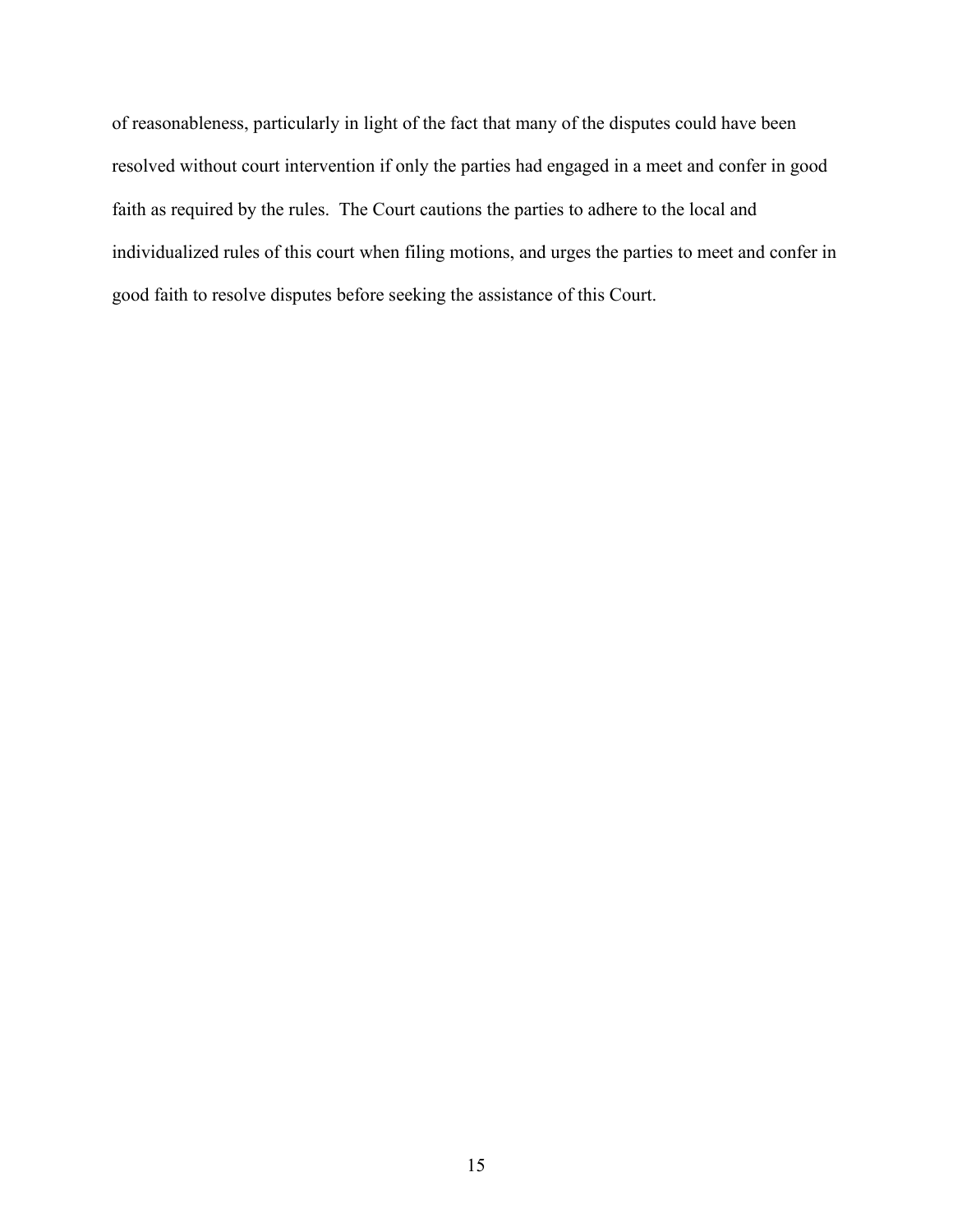of reasonableness, particularly in light of the fact that many of the disputes could have been resolved without court intervention if only the parties had engaged in a meet and confer in good faith as required by the rules. The Court cautions the parties to adhere to the local and individualized rules of this court when filing motions, and urges the parties to meet and confer in good faith to resolve disputes before seeking the assistance of this Court.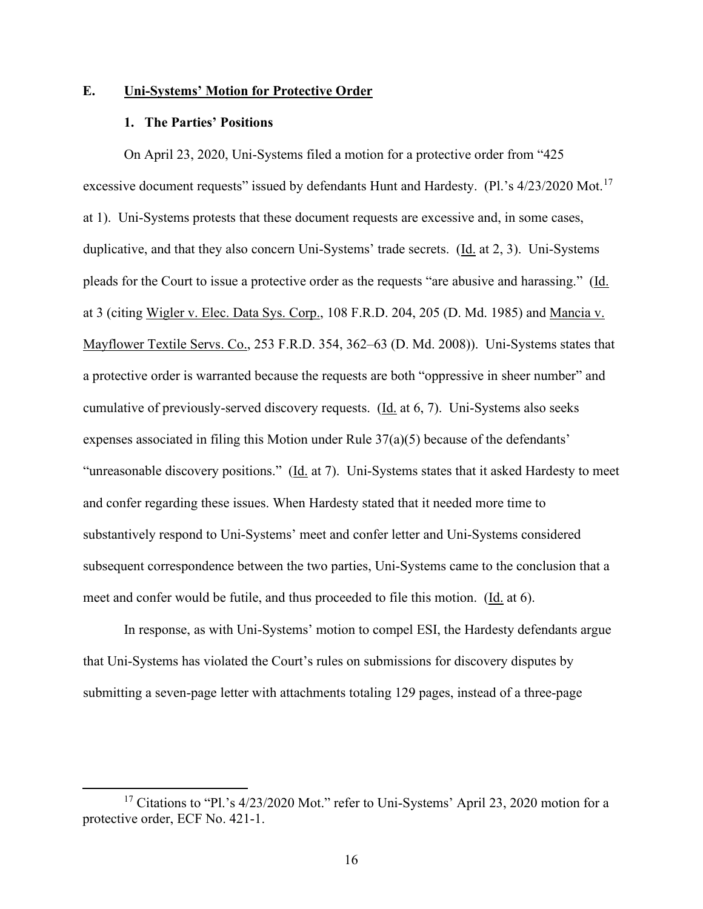## E. Uni-Systems' Motion for Protective Order

### 1. The Parties' Positions

On April 23, 2020, Uni-Systems filed a motion for a protective order from "425 excessive document requests" issued by defendants Hunt and Hardesty. (Pl.'s 4/23/2020 Mot.[17] at 1). Uni-Systems protests that these document requests are excessive and, in some cases, duplicative, and that they also concern Uni-Systems' trade secrets. (Id. at 2, 3). Uni-Systems pleads for the Court to issue a protective order as the requests "are abusive and harassing." (Id. at 3 (citing Wigler v. Elec. Data Sys. Corp., 108 F.R.D. 204, 205 (D. Md. 1985) and Mancia v. Mayflower Textile Servs. Co., 253 F.R.D. 354, 362–63 (D. Md. 2008)). Uni-Systems states that a protective order is warranted because the requests are both "oppressive in sheer number" and cumulative of previously-served discovery requests. (Id. at 6, 7). Uni-Systems also seeks expenses associated in filing this Motion under Rule 37(a)(5) because of the defendants' "unreasonable discovery positions." (Id. at 7). Uni-Systems states that it asked Hardesty to meet and confer regarding these issues. When Hardesty stated that it needed more time to substantively respond to Uni-Systems' meet and confer letter and Uni-Systems considered subsequent correspondence between the two parties, Uni-Systems came to the conclusion that a meet and confer would be futile, and thus proceeded to file this motion. (Id. at 6).

In response, as with Uni-Systems' motion to compel ESI, the Hardesty defendants argue that Uni-Systems has violated the Court's rules on submissions for discovery disputes by submitting a seven-page letter with attachments totaling 129 pages, instead of a three-page

---

[17] Citations to "Pl.'s 4/23/2020 Mot." refer to Uni-Systems' April 23, 2020 motion for a protective order, ECF No. 421-1.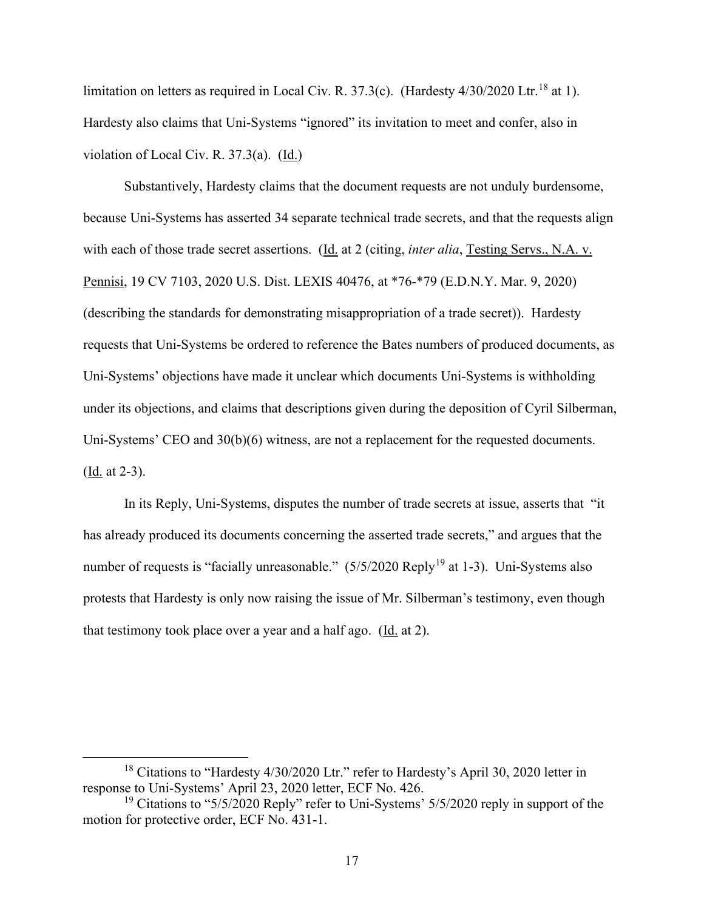limitation on letters as required in Local Civ. R. 37.3(c). (Hardesty 4/30/2020 Ltr.[18] at 1). Hardesty also claims that Uni-Systems "ignored" its invitation to meet and confer, also in violation of Local Civ. R. 37.3(a). (Id.)

Substantively, Hardesty claims that the document requests are not unduly burdensome, because Uni-Systems has asserted 34 separate technical trade secrets, and that the requests align with each of those trade secret assertions. (Id. at 2 (citing, *inter alia*, Testing Servs., N.A. v. Pennisi, 19 CV 7103, 2020 U.S. Dist. LEXIS 40476, at *76-*79 (E.D.N.Y. Mar. 9, 2020) (describing the standards for demonstrating misappropriation of a trade secret)). Hardesty requests that Uni-Systems be ordered to reference the Bates numbers of produced documents, as Uni-Systems' objections have made it unclear which documents Uni-Systems is withholding under its objections, and claims that descriptions given during the deposition of Cyril Silberman, Uni-Systems' CEO and 30(b)(6) witness, are not a replacement for the requested documents. (Id. at 2-3).

In its Reply, Uni-Systems, disputes the number of trade secrets at issue, asserts that "it has already produced its documents concerning the asserted trade secrets," and argues that the number of requests is "facially unreasonable." (5/5/2020 Reply[19] at 1-3). Uni-Systems also protests that Hardesty is only now raising the issue of Mr. Silberman's testimony, even though that testimony took place over a year and a half ago. (Id. at 2).

[18] Citations to "Hardesty 4/30/2020 Ltr." refer to Hardesty's April 30, 2020 letter in response to Uni-Systems' April 23, 2020 letter, ECF No. 426.

[19] Citations to "5/5/2020 Reply" refer to Uni-Systems' 5/5/2020 reply in support of the motion for protective order, ECF No. 431-1.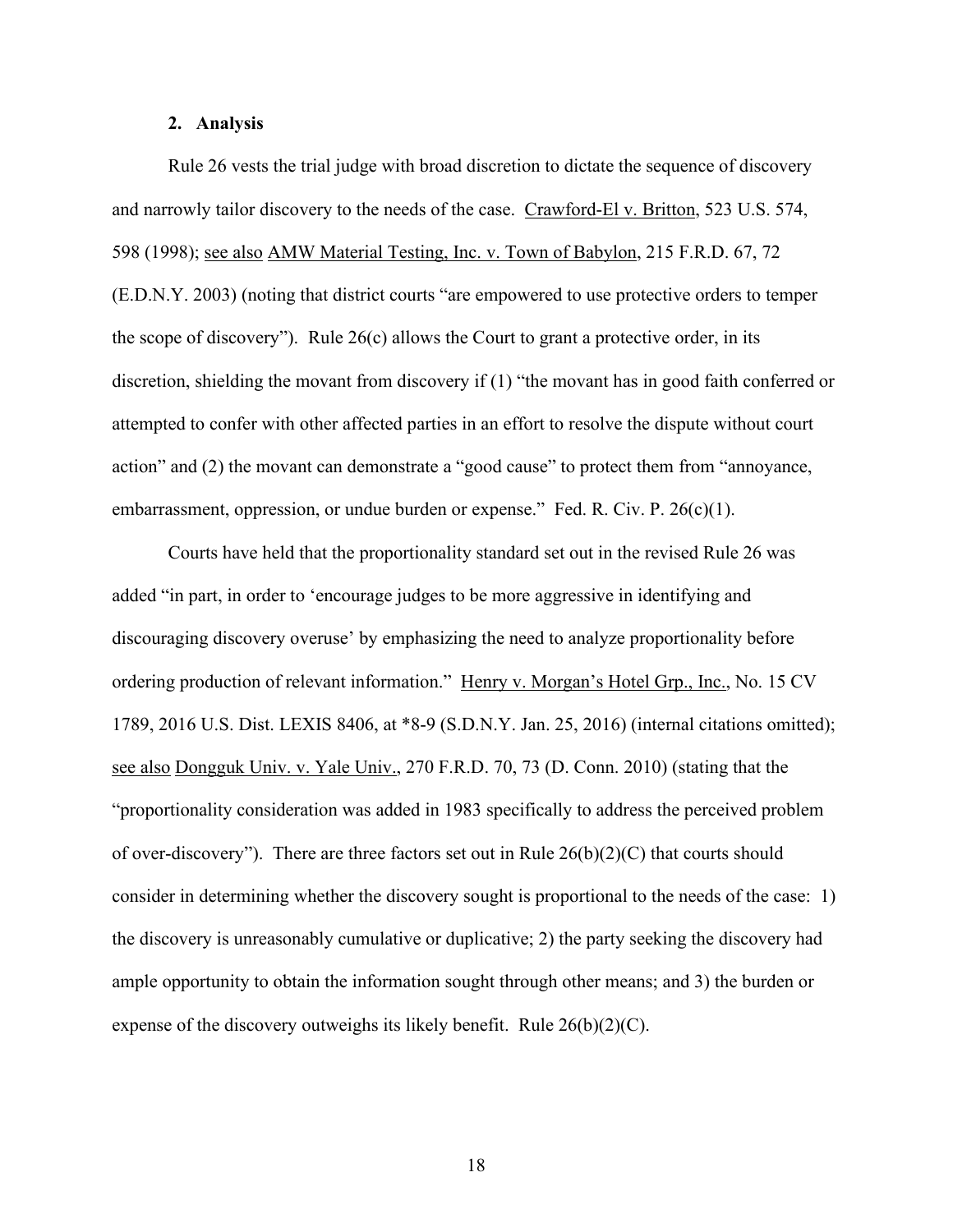## 2. Analysis

Rule 26 vests the trial judge with broad discretion to dictate the sequence of discovery and narrowly tailor discovery to the needs of the case. Crawford-El v. Britton, 523 U.S. 574, 598 (1998); see also AMW Material Testing, Inc. v. Town of Babylon, 215 F.R.D. 67, 72 (E.D.N.Y. 2003) (noting that district courts "are empowered to use protective orders to temper the scope of discovery"). Rule 26(c) allows the Court to grant a protective order, in its discretion, shielding the movant from discovery if (1) "the movant has in good faith conferred or attempted to confer with other affected parties in an effort to resolve the dispute without court action" and (2) the movant can demonstrate a "good cause" to protect them from "annoyance, embarrassment, oppression, or undue burden or expense." Fed. R. Civ. P. 26(c)(1).

Courts have held that the proportionality standard set out in the revised Rule 26 was added "in part, in order to 'encourage judges to be more aggressive in identifying and discouraging discovery overuse' by emphasizing the need to analyze proportionality before ordering production of relevant information." Henry v. Morgan's Hotel Grp., Inc., No. 15 CV 1789, 2016 U.S. Dist. LEXIS 8406, at *8-9 (S.D.N.Y. Jan. 25, 2016) (internal citations omitted); see also Dongguk Univ. v. Yale Univ., 270 F.R.D. 70, 73 (D. Conn. 2010) (stating that the "proportionality consideration was added in 1983 specifically to address the perceived problem of over-discovery"). There are three factors set out in Rule 26(b)(2)(C) that courts should consider in determining whether the discovery sought is proportional to the needs of the case: 1) the discovery is unreasonably cumulative or duplicative; 2) the party seeking the discovery had ample opportunity to obtain the information sought through other means; and 3) the burden or expense of the discovery outweighs its likely benefit. Rule 26(b)(2)(C).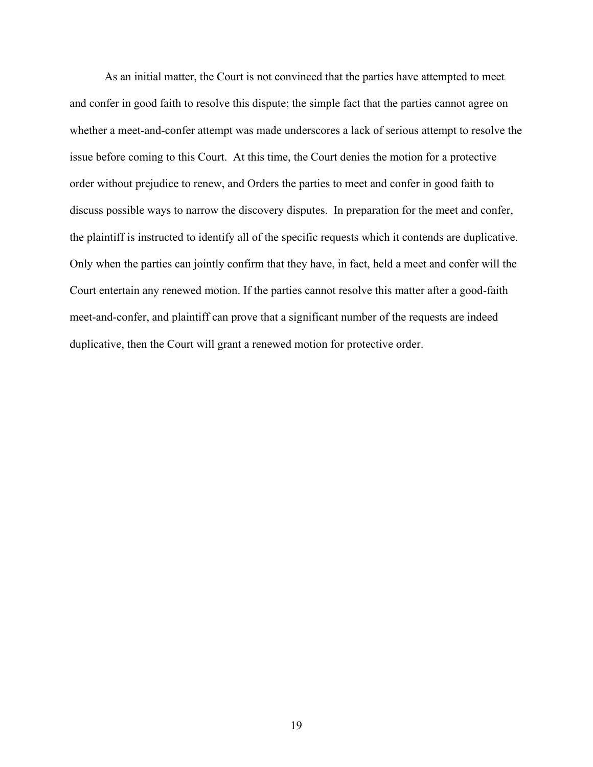As an initial matter, the Court is not convinced that the parties have attempted to meet and confer in good faith to resolve this dispute; the simple fact that the parties cannot agree on whether a meet-and-confer attempt was made underscores a lack of serious attempt to resolve the issue before coming to this Court. At this time, the Court denies the motion for a protective order without prejudice to renew, and Orders the parties to meet and confer in good faith to discuss possible ways to narrow the discovery disputes. In preparation for the meet and confer, the plaintiff is instructed to identify all of the specific requests which it contends are duplicative. Only when the parties can jointly confirm that they have, in fact, held a meet and confer will the Court entertain any renewed motion. If the parties cannot resolve this matter after a good-faith meet-and-confer, and plaintiff can prove that a significant number of the requests are indeed duplicative, then the Court will grant a renewed motion for protective order.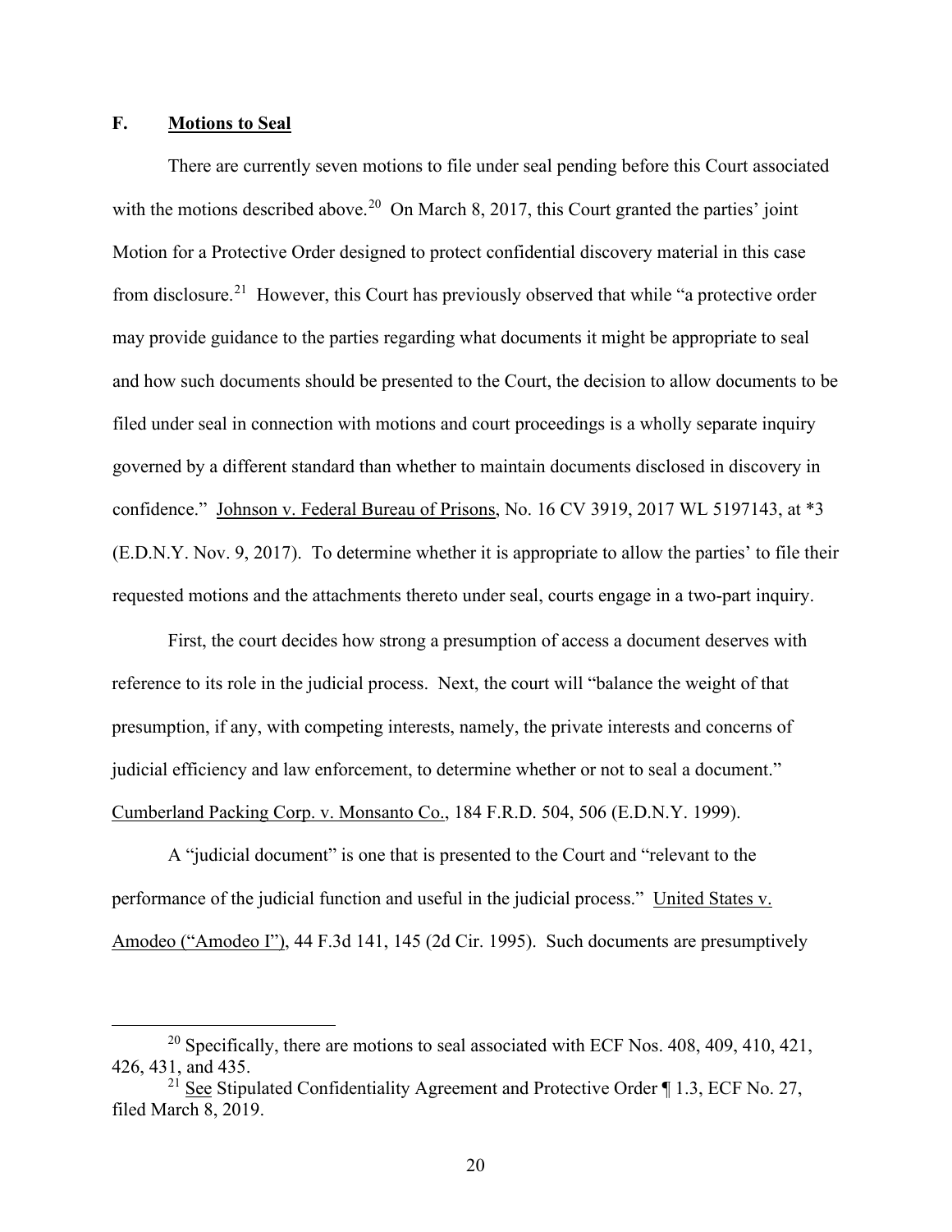### F. **Motions to Seal**

There are currently seven motions to file under seal pending before this Court associated with the motions described above.[20] On March 8, 2017, this Court granted the parties' joint Motion for a Protective Order designed to protect confidential discovery material in this case from disclosure.[21] However, this Court has previously observed that while "a protective order may provide guidance to the parties regarding what documents it might be appropriate to seal and how such documents should be presented to the Court, the decision to allow documents to be filed under seal in connection with motions and court proceedings is a wholly separate inquiry governed by a different standard than whether to maintain documents disclosed in discovery in confidence." Johnson v. Federal Bureau of Prisons, No. 16 CV 3919, 2017 WL 5197143, at *3 (E.D.N.Y. Nov. 9, 2017). To determine whether it is appropriate to allow the parties' to file their requested motions and the attachments thereto under seal, courts engage in a two-part inquiry.

First, the court decides how strong a presumption of access a document deserves with reference to its role in the judicial process. Next, the court will "balance the weight of that presumption, if any, with competing interests, namely, the private interests and concerns of judicial efficiency and law enforcement, to determine whether or not to seal a document." Cumberland Packing Corp. v. Monsanto Co., 184 F.R.D. 504, 506 (E.D.N.Y. 1999).

A "judicial document" is one that is presented to the Court and "relevant to the performance of the judicial function and useful in the judicial process." United States v. Amodeo ("Amodeo I"), 44 F.3d 141, 145 (2d Cir. 1995). Such documents are presumptively

---

[20] Specifically, there are motions to seal associated with ECF Nos. 408, 409, 410, 421, 426, 431, and 435.

[21] See Stipulated Confidentiality Agreement and Protective Order ¶ 1.3, ECF No. 27, filed March 8, 2019.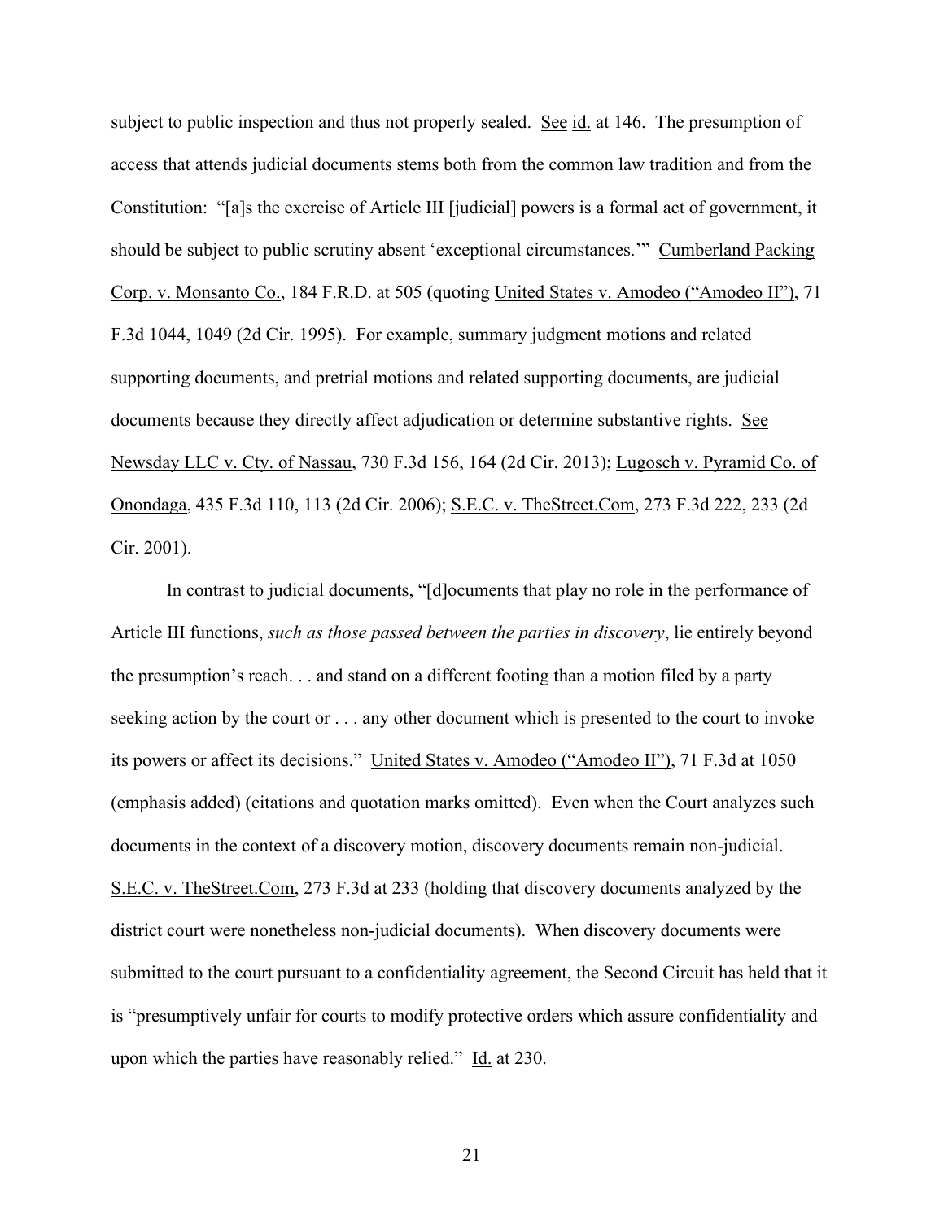subject to public inspection and thus not properly sealed. See id. at 146. The presumption of access that attends judicial documents stems both from the common law tradition and from the Constitution: "[a]s the exercise of Article III [judicial] powers is a formal act of government, it should be subject to public scrutiny absent 'exceptional circumstances.'" Cumberland Packing Corp. v. Monsanto Co., 184 F.R.D. at 505 (quoting United States v. Amodeo ("Amodeo II"), 71 F.3d 1044, 1049 (2d Cir. 1995). For example, summary judgment motions and related supporting documents, and pretrial motions and related supporting documents, are judicial documents because they directly affect adjudication or determine substantive rights. See Newsday LLC v. Cty. of Nassau, 730 F.3d 156, 164 (2d Cir. 2013); Lugosch v. Pyramid Co. of Onondaga, 435 F.3d 110, 113 (2d Cir. 2006); S.E.C. v. TheStreet.Com, 273 F.3d 222, 233 (2d Cir. 2001).

In contrast to judicial documents, "[d]ocuments that play no role in the performance of Article III functions, *such as those passed between the parties in discovery*, lie entirely beyond the presumption's reach. . . and stand on a different footing than a motion filed by a party seeking action by the court or . . . any other document which is presented to the court to invoke its powers or affect its decisions." United States v. Amodeo ("Amodeo II"), 71 F.3d at 1050 (emphasis added) (citations and quotation marks omitted). Even when the Court analyzes such documents in the context of a discovery motion, discovery documents remain non-judicial. S.E.C. v. TheStreet.Com, 273 F.3d at 233 (holding that discovery documents analyzed by the district court were nonetheless non-judicial documents). When discovery documents were submitted to the court pursuant to a confidentiality agreement, the Second Circuit has held that it is "presumptively unfair for courts to modify protective orders which assure confidentiality and upon which the parties have reasonably relied." Id. at 230.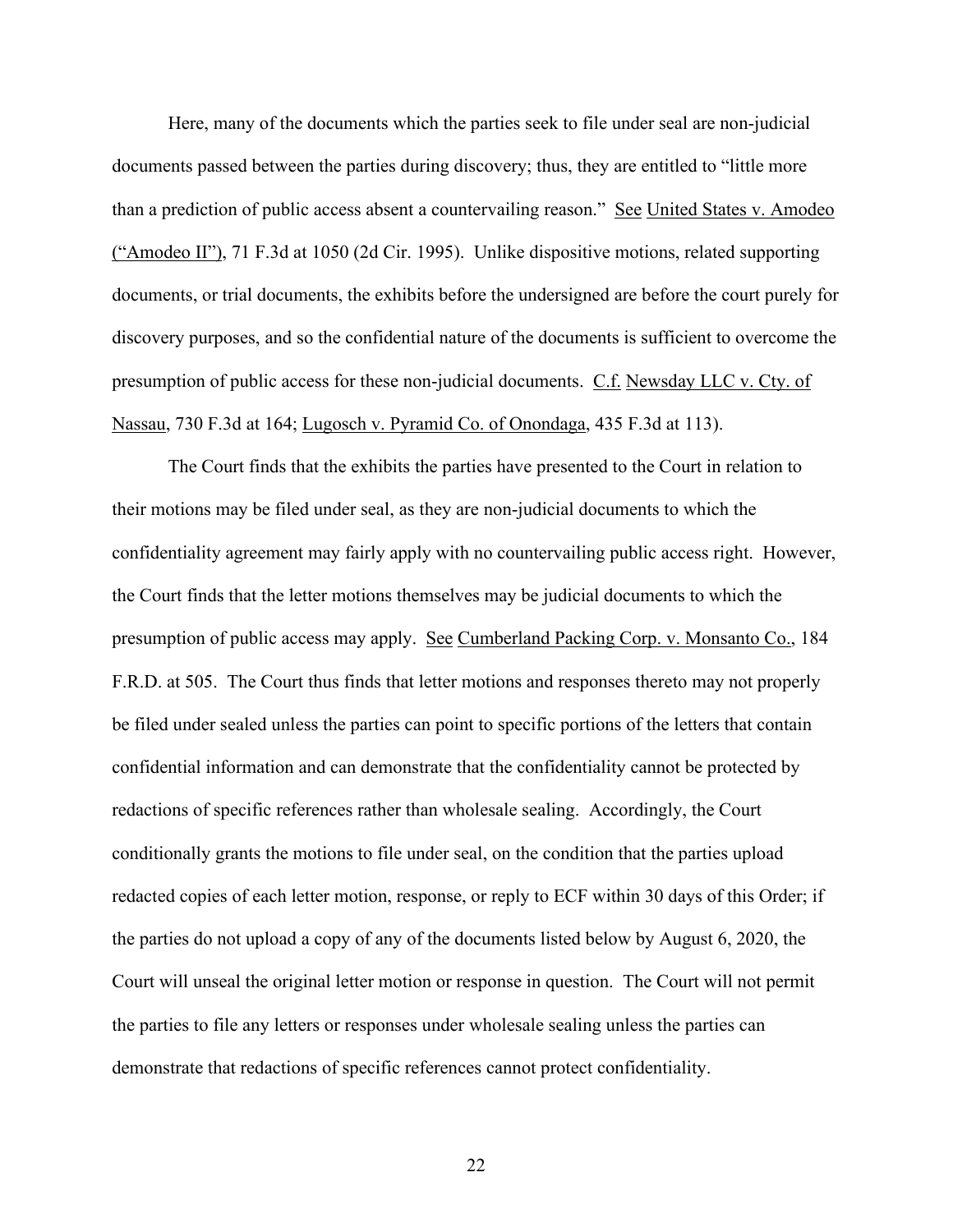Here, many of the documents which the parties seek to file under seal are non-judicial documents passed between the parties during discovery; thus, they are entitled to "little more than a prediction of public access absent a countervailing reason." See United States v. Amodeo ("Amodeo II"), 71 F.3d at 1050 (2d Cir. 1995). Unlike dispositive motions, related supporting documents, or trial documents, the exhibits before the undersigned are before the court purely for discovery purposes, and so the confidential nature of the documents is sufficient to overcome the presumption of public access for these non-judicial documents. C.f. Newsday LLC v. Cty. of Nassau, 730 F.3d at 164; Lugosch v. Pyramid Co. of Onondaga, 435 F.3d at 113).

The Court finds that the exhibits the parties have presented to the Court in relation to their motions may be filed under seal, as they are non-judicial documents to which the confidentiality agreement may fairly apply with no countervailing public access right. However, the Court finds that the letter motions themselves may be judicial documents to which the presumption of public access may apply. See Cumberland Packing Corp. v. Monsanto Co., 184 F.R.D. at 505. The Court thus finds that letter motions and responses thereto may not properly be filed under sealed unless the parties can point to specific portions of the letters that contain confidential information and can demonstrate that the confidentiality cannot be protected by redactions of specific references rather than wholesale sealing. Accordingly, the Court conditionally grants the motions to file under seal, on the condition that the parties upload redacted copies of each letter motion, response, or reply to ECF within 30 days of this Order; if the parties do not upload a copy of any of the documents listed below by August 6, 2020, the Court will unseal the original letter motion or response in question. The Court will not permit the parties to file any letters or responses under wholesale sealing unless the parties can demonstrate that redactions of specific references cannot protect confidentiality.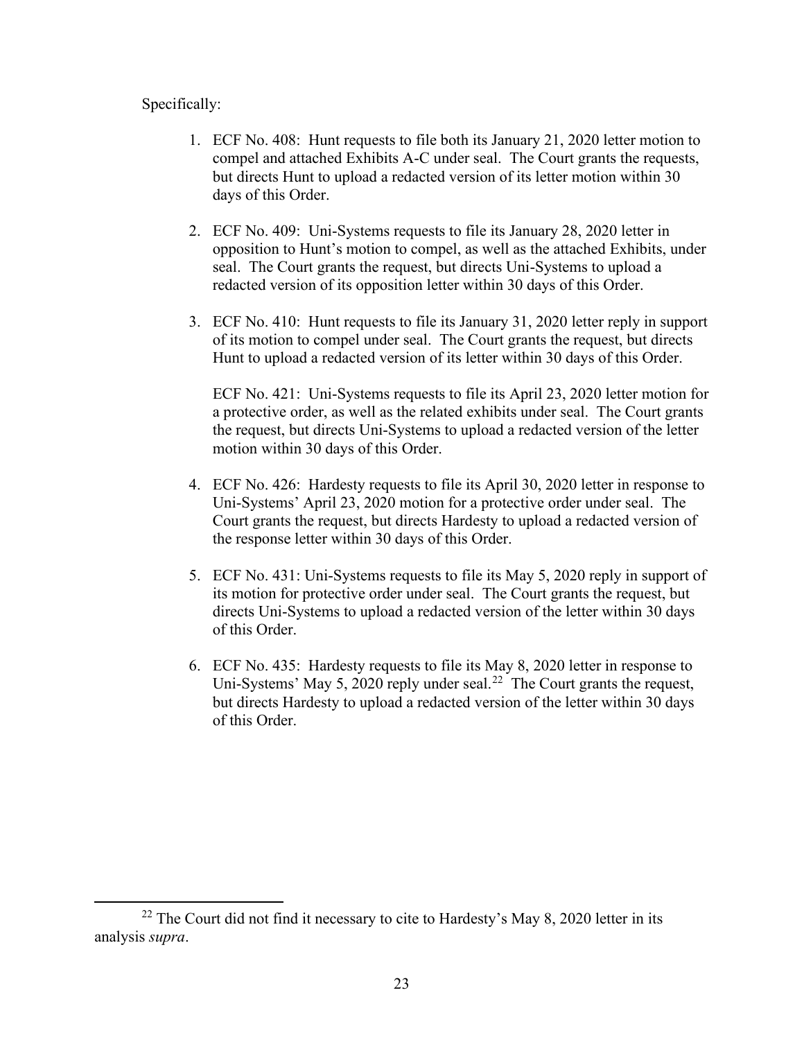Specifically:

1. ECF No. 408: Hunt requests to file both its January 21, 2020 letter motion to compel and attached Exhibits A-C under seal. The Court grants the requests, but directs Hunt to upload a redacted version of its letter motion within 30 days of this Order.

2. ECF No. 409: Uni-Systems requests to file its January 28, 2020 letter in opposition to Hunt's motion to compel, as well as the attached Exhibits, under seal. The Court grants the request, but directs Uni-Systems to upload a redacted version of its opposition letter within 30 days of this Order.

3. ECF No. 410: Hunt requests to file its January 31, 2020 letter reply in support of its motion to compel under seal. The Court grants the request, but directs Hunt to upload a redacted version of its letter within 30 days of this Order.

   ECF No. 421: Uni-Systems requests to file its April 23, 2020 letter motion for a protective order, as well as the related exhibits under seal. The Court grants the request, but directs Uni-Systems to upload a redacted version of the letter motion within 30 days of this Order.

4. ECF No. 426: Hardesty requests to file its April 30, 2020 letter in response to Uni-Systems' April 23, 2020 motion for a protective order under seal. The Court grants the request, but directs Hardesty to upload a redacted version of the response letter within 30 days of this Order.

5. ECF No. 431: Uni-Systems requests to file its May 5, 2020 reply in support of its motion for protective order under seal. The Court grants the request, but directs Uni-Systems to upload a redacted version of the letter within 30 days of this Order.

6. ECF No. 435: Hardesty requests to file its May 8, 2020 letter in response to Uni-Systems' May 5, 2020 reply under seal.[22] The Court grants the request, but directs Hardesty to upload a redacted version of the letter within 30 days of this Order.

---

[22] The Court did not find it necessary to cite to Hardesty's May 8, 2020 letter in its analysis *supra*.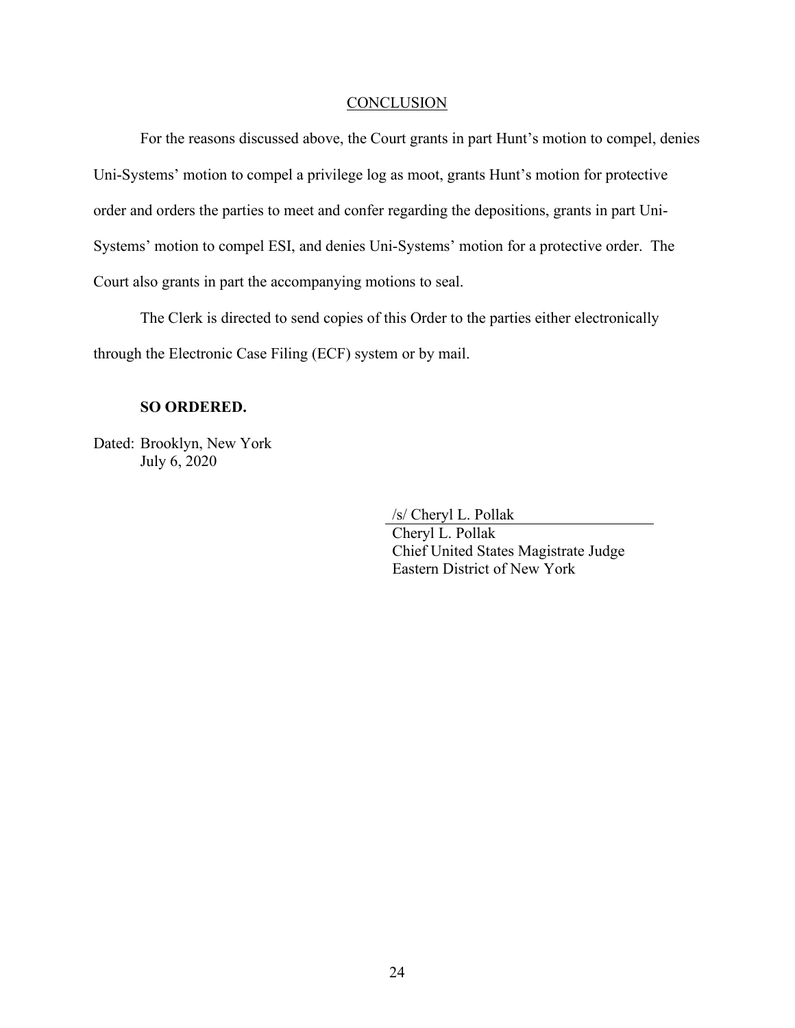## CONCLUSION

For the reasons discussed above, the Court grants in part Hunt's motion to compel, denies Uni-Systems' motion to compel a privilege log as moot, grants Hunt's motion for protective order and orders the parties to meet and confer regarding the depositions, grants in part Uni-Systems' motion to compel ESI, and denies Uni-Systems' motion for a protective order. The Court also grants in part the accompanying motions to seal.

The Clerk is directed to send copies of this Order to the parties either electronically through the Electronic Case Filing (ECF) system or by mail.

**SO ORDERED.**

Dated: Brooklyn, New York
July 6, 2020

/s/ Cheryl L. Pollak
Cheryl L. Pollak
Chief United States Magistrate Judge
Eastern District of New York